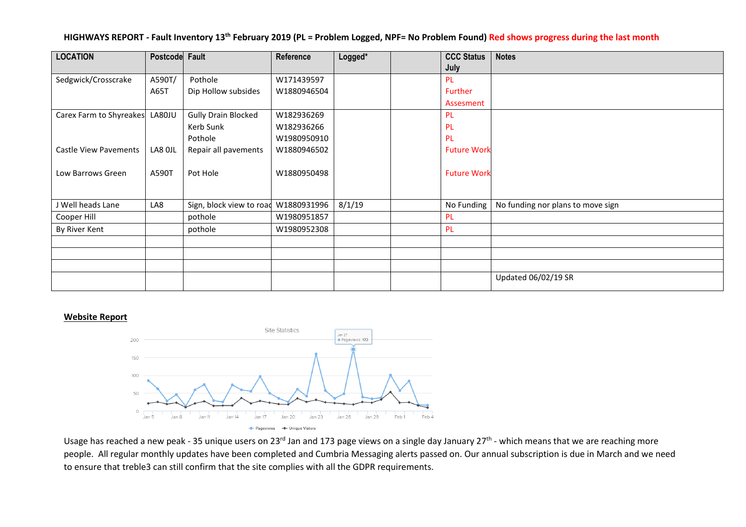**HIGHWAYS REPORT - Fault Inventory 13th February 2019 (PL = Problem Logged, NPF= No Problem Found)** Red shows progress during the last month

| LOCATION | Postcode | Fault | Reference | Logged* | | CCC Status July | Notes |
|---|---|---|---|---|---|---|---|
| Sedgwick/Crosscrake | A590T/ A65T | Pothole<br>Dip Hollow subsides | W171439597<br>W1880946504 | | | PL<br>Further Assesment | |
| Carex Farm to Shyreakes | LA80JU | Gully Drain Blocked<br>Kerb Sunk<br>Pothole | W182936269<br>W182936266<br>W1980950910 | | | PL<br>PL<br>PL | |
| Castle View Pavements | LA8 0JL | Repair all pavements | W1880946502 | | | Future Work | |
| Low Barrows Green | A590T | Pot Hole | W1880950498 | | | Future Work | |
| J Well heads Lane | LA8 | Sign, block view to road | W1880931996 | 8/1/19 | | No Funding | No funding nor plans to move sign |
| Cooper Hill | | pothole | W1980951857 | | | PL | |
| By River Kent | | pothole | W1980952308 | | | PL | |
| | | | | | | | |
| | | | | | | | |
| | | | | | | | |
| | | | | | | | Updated 06/02/19 SR |

## Website Report

Usage has reached a new peak - 35 unique users on 23rd Jan and 173 page views on a single day January 27th - which means that we are reaching more people. All regular monthly updates have been completed and Cumbria Messaging alerts passed on. Our annual subscription is due in March and we need to ensure that treble3 can still confirm that the site complies with all the GDPR requirements.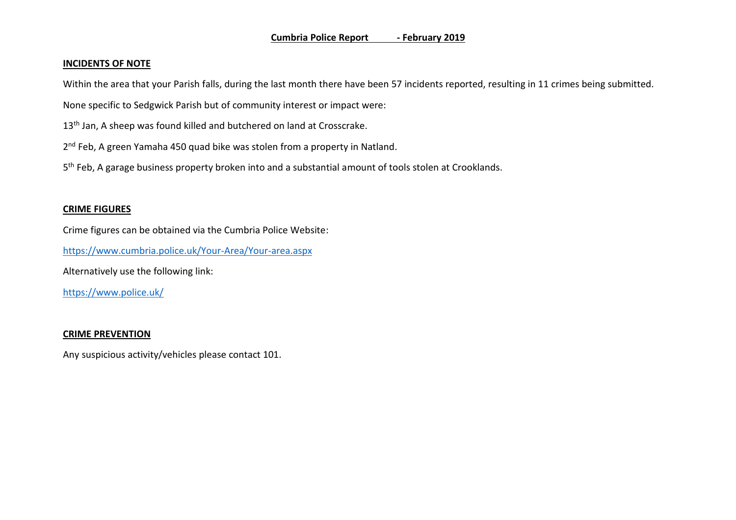# Cumbria Police Report - February 2019

## INCIDENTS OF NOTE

Within the area that your Parish falls, during the last month there have been 57 incidents reported, resulting in 11 crimes being submitted.

None specific to Sedgwick Parish but of community interest or impact were:

13th Jan, A sheep was found killed and butchered on land at Crosscrake.

2nd Feb, A green Yamaha 450 quad bike was stolen from a property in Natland.

5th Feb, A garage business property broken into and a substantial amount of tools stolen at Crooklands.

## CRIME FIGURES

Crime figures can be obtained via the Cumbria Police Website:

https://www.cumbria.police.uk/Your-Area/Your-area.aspx

Alternatively use the following link:

https://www.police.uk/

## CRIME PREVENTION

Any suspicious activity/vehicles please contact 101.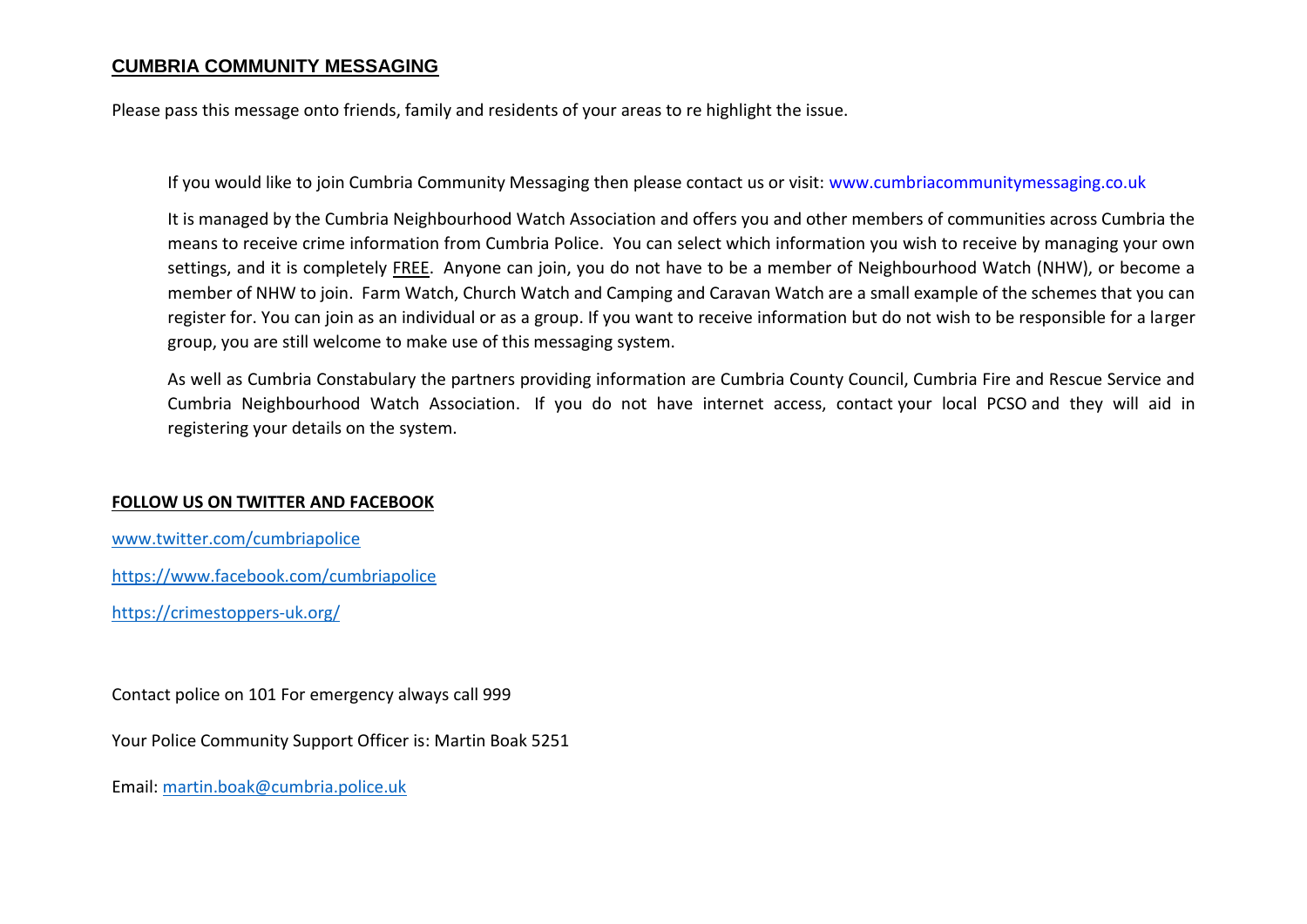## CUMBRIA COMMUNITY MESSAGING

Please pass this message onto friends, family and residents of your areas to re highlight the issue.

If you would like to join Cumbria Community Messaging then please contact us or visit: www.cumbriacommunitymessaging.co.uk

It is managed by the Cumbria Neighbourhood Watch Association and offers you and other members of communities across Cumbria the means to receive crime information from Cumbria Police. You can select which information you wish to receive by managing your own settings, and it is completely FREE. Anyone can join, you do not have to be a member of Neighbourhood Watch (NHW), or become a member of NHW to join. Farm Watch, Church Watch and Camping and Caravan Watch are a small example of the schemes that you can register for. You can join as an individual or as a group. If you want to receive information but do not wish to be responsible for a larger group, you are still welcome to make use of this messaging system.

As well as Cumbria Constabulary the partners providing information are Cumbria County Council, Cumbria Fire and Rescue Service and Cumbria Neighbourhood Watch Association. If you do not have internet access, contact your local PCSO and they will aid in registering your details on the system.

**FOLLOW US ON TWITTER AND FACEBOOK**

www.twitter.com/cumbriapolice

https://www.facebook.com/cumbriapolice

https://crimestoppers-uk.org/

Contact police on 101 For emergency always call 999

Your Police Community Support Officer is: Martin Boak 5251

Email: martin.boak@cumbria.police.uk